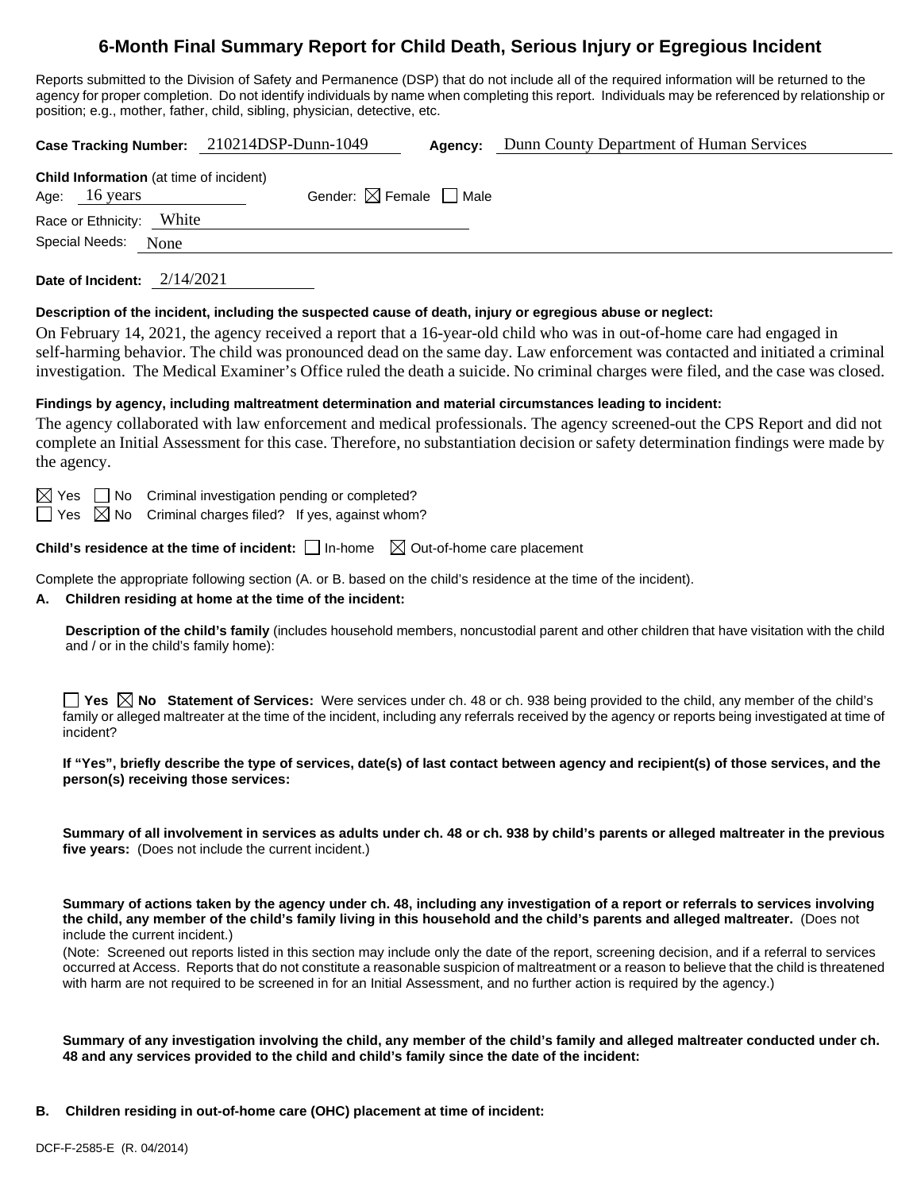# 6-Month Final Summary Report for Child Death, Serious Injury or Egregious Incident

Reports submitted to the Division of Safety and Permanence (DSP) that do not include all of the required information will be returned to the agency for proper completion. Do not identify individuals by name when completing this report. Individuals may be referenced by relationship or position; e.g., mother, father, child, sibling, physician, detective, etc.

**Case Tracking Number:** 210214DSP-Dunn-1049 **Agency:** Dunn County Department of Human Services

**Child Information** (at time of incident)
Age: 16 years Gender: ☒ Female ☐ Male
Race or Ethnicity: White
Special Needs: None

**Date of Incident:** 2/14/2021

**Description of the incident, including the suspected cause of death, injury or egregious abuse or neglect:**

On February 14, 2021, the agency received a report that a 16-year-old child who was in out-of-home care had engaged in self-harming behavior. The child was pronounced dead on the same day. Law enforcement was contacted and initiated a criminal investigation. The Medical Examiner's Office ruled the death a suicide. No criminal charges were filed, and the case was closed.

**Findings by agency, including maltreatment determination and material circumstances leading to incident:**

The agency collaborated with law enforcement and medical professionals. The agency screened-out the CPS Report and did not complete an Initial Assessment for this case. Therefore, no substantiation decision or safety determination findings were made by the agency.

☒ Yes ☐ No Criminal investigation pending or completed?
☐ Yes ☒ No Criminal charges filed? If yes, against whom?

**Child's residence at the time of incident:** ☐ In-home ☒ Out-of-home care placement

Complete the appropriate following section (A. or B. based on the child's residence at the time of the incident).

**A. Children residing at home at the time of the incident:**

**Description of the child's family** (includes household members, noncustodial parent and other children that have visitation with the child and / or in the child's family home):

☐ **Yes** ☒ **No Statement of Services:** Were services under ch. 48 or ch. 938 being provided to the child, any member of the child's family or alleged maltreater at the time of the incident, including any referrals received by the agency or reports being investigated at time of incident?

**If "Yes", briefly describe the type of services, date(s) of last contact between agency and recipient(s) of those services, and the person(s) receiving those services:**

**Summary of all involvement in services as adults under ch. 48 or ch. 938 by child's parents or alleged maltreater in the previous five years:** (Does not include the current incident.)

**Summary of actions taken by the agency under ch. 48, including any investigation of a report or referrals to services involving the child, any member of the child's family living in this household and the child's parents and alleged maltreater.** (Does not include the current incident.)
(Note: Screened out reports listed in this section may include only the date of the report, screening decision, and if a referral to services occurred at Access. Reports that do not constitute a reasonable suspicion of maltreatment or a reason to believe that the child is threatened with harm are not required to be screened in for an Initial Assessment, and no further action is required by the agency.)

**Summary of any investigation involving the child, any member of the child's family and alleged maltreater conducted under ch. 48 and any services provided to the child and child's family since the date of the incident:**

**B. Children residing in out-of-home care (OHC) placement at time of incident:**

DCF-F-2585-E (R. 04/2014)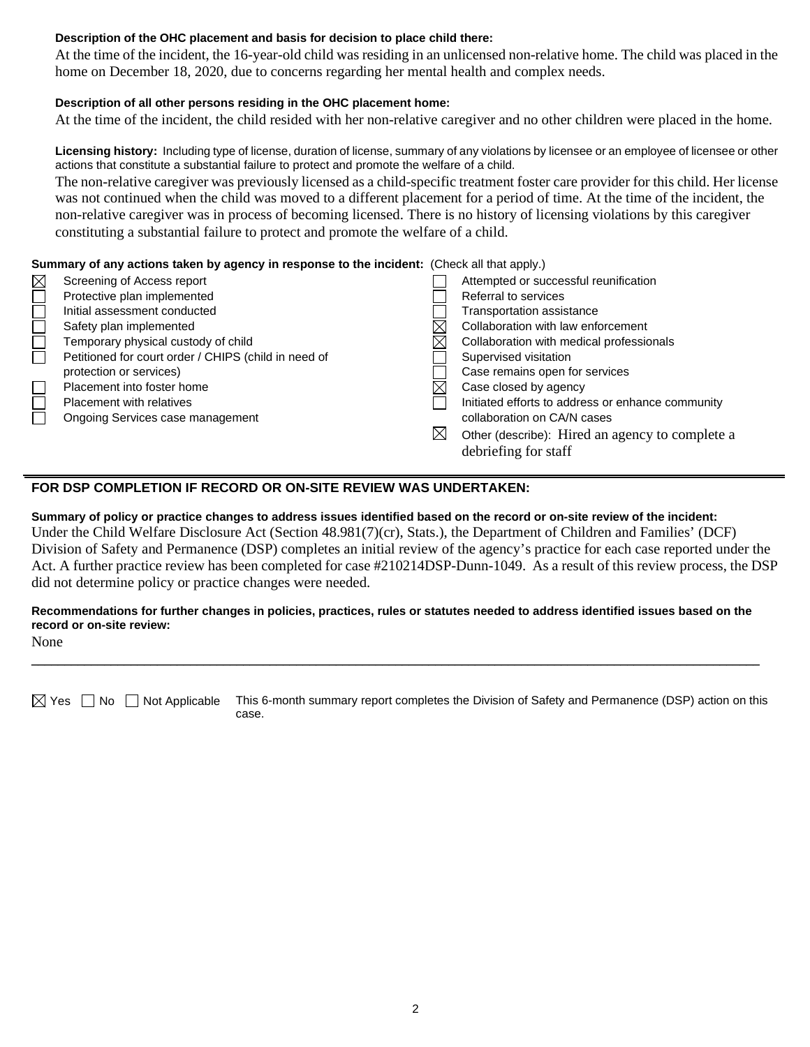**Description of the OHC placement and basis for decision to place child there:**

At the time of the incident, the 16-year-old child was residing in an unlicensed non-relative home. The child was placed in the home on December 18, 2020, due to concerns regarding her mental health and complex needs.

**Description of all other persons residing in the OHC placement home:**

At the time of the incident, the child resided with her non-relative caregiver and no other children were placed in the home.

**Licensing history:** Including type of license, duration of license, summary of any violations by licensee or an employee of licensee or other actions that constitute a substantial failure to protect and promote the welfare of a child.

The non-relative caregiver was previously licensed as a child-specific treatment foster care provider for this child. Her license was not continued when the child was moved to a different placement for a period of time. At the time of the incident, the non-relative caregiver was in process of becoming licensed. There is no history of licensing violations by this caregiver constituting a substantial failure to protect and promote the welfare of a child.

**Summary of any actions taken by agency in response to the incident:** (Check all that apply.)

- ☒ Screening of Access report
- ☐ Protective plan implemented
- ☐ Initial assessment conducted
- ☐ Safety plan implemented
- ☐ Temporary physical custody of child
- ☐ Petitioned for court order / CHIPS (child in need of protection or services)
- ☐ Placement into foster home
- ☐ Placement with relatives
- ☐ Ongoing Services case management
- ☐ Attempted or successful reunification
- ☐ Referral to services
- ☐ Transportation assistance
- ☒ Collaboration with law enforcement
- ☒ Collaboration with medical professionals
- ☐ Supervised visitation
- ☐ Case remains open for services
- ☒ Case closed by agency
- ☐ Initiated efforts to address or enhance community collaboration on CA/N cases
- ☒ Other (describe): Hired an agency to complete a debriefing for staff

## FOR DSP COMPLETION IF RECORD OR ON-SITE REVIEW WAS UNDERTAKEN:

**Summary of policy or practice changes to address issues identified based on the record or on-site review of the incident:**

Under the Child Welfare Disclosure Act (Section 48.981(7)(cr), Stats.), the Department of Children and Families' (DCF) Division of Safety and Permanence (DSP) completes an initial review of the agency's practice for each case reported under the Act. A further practice review has been completed for case #210214DSP-Dunn-1049. As a result of this review process, the DSP did not determine policy or practice changes were needed.

**Recommendations for further changes in policies, practices, rules or statutes needed to address identified issues based on the record or on-site review:**

None

---

☒ Yes ☐ No ☐ Not Applicable This 6-month summary report completes the Division of Safety and Permanence (DSP) action on this case.